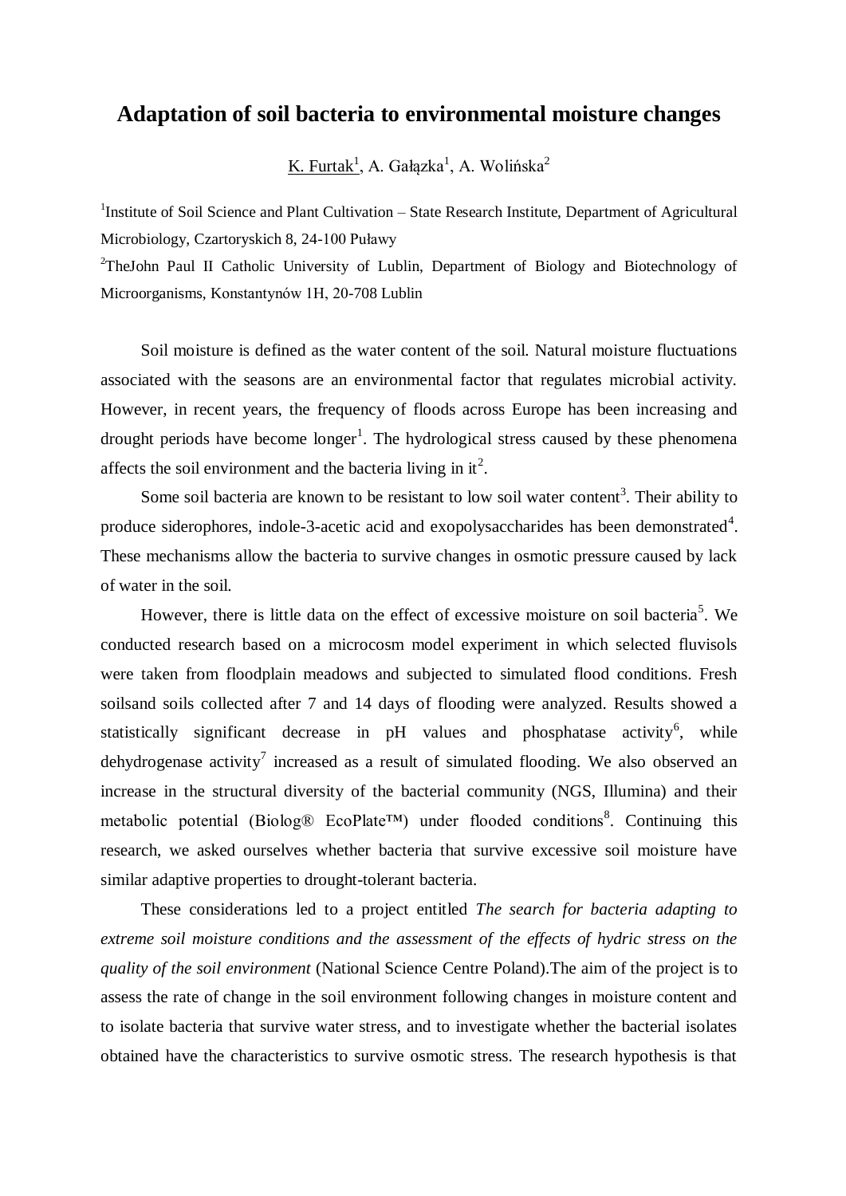# Adaptation of soil bacteria to environmental moisture changes

K. Furtak[1], A. Gałązka[1], A. Wolińska[2]

[1]Institute of Soil Science and Plant Cultivation – State Research Institute, Department of Agricultural Microbiology, Czartoryskich 8, 24-100 Puławy

[2]TheJohn Paul II Catholic University of Lublin, Department of Biology and Biotechnology of Microorganisms, Konstantynów 1H, 20-708 Lublin

Soil moisture is defined as the water content of the soil. Natural moisture fluctuations associated with the seasons are an environmental factor that regulates microbial activity. However, in recent years, the frequency of floods across Europe has been increasing and drought periods have become longer[1]. The hydrological stress caused by these phenomena affects the soil environment and the bacteria living in it[2].

Some soil bacteria are known to be resistant to low soil water content[3]. Their ability to produce siderophores, indole-3-acetic acid and exopolysaccharides has been demonstrated[4]. These mechanisms allow the bacteria to survive changes in osmotic pressure caused by lack of water in the soil.

However, there is little data on the effect of excessive moisture on soil bacteria[5]. We conducted research based on a microcosm model experiment in which selected fluvisols were taken from floodplain meadows and subjected to simulated flood conditions. Fresh soilsand soils collected after 7 and 14 days of flooding were analyzed. Results showed a statistically significant decrease in pH values and phosphatase activity[6], while dehydrogenase activity[7] increased as a result of simulated flooding. We also observed an increase in the structural diversity of the bacterial community (NGS, Illumina) and their metabolic potential (Biolog® EcoPlate™) under flooded conditions[8]. Continuing this research, we asked ourselves whether bacteria that survive excessive soil moisture have similar adaptive properties to drought-tolerant bacteria.

These considerations led to a project entitled *The search for bacteria adapting to extreme soil moisture conditions and the assessment of the effects of hydric stress on the quality of the soil environment* (National Science Centre Poland).The aim of the project is to assess the rate of change in the soil environment following changes in moisture content and to isolate bacteria that survive water stress, and to investigate whether the bacterial isolates obtained have the characteristics to survive osmotic stress. The research hypothesis is that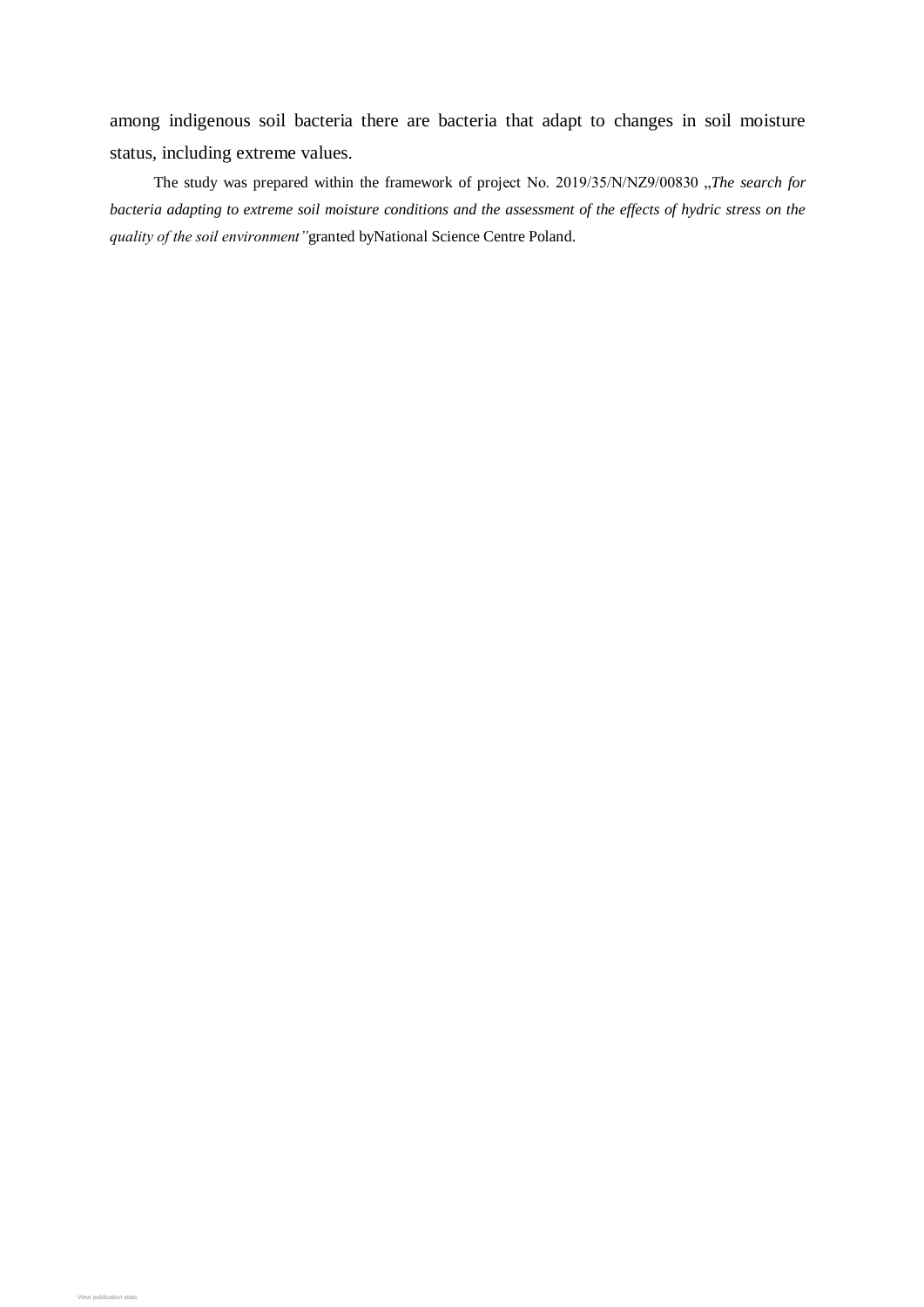among indigenous soil bacteria there are bacteria that adapt to changes in soil moisture status, including extreme values.

The study was prepared within the framework of project No. 2019/35/N/NZ9/00830 „*The search for bacteria adapting to extreme soil moisture conditions and the assessment of the effects of hydric stress on the quality of the soil environment"* granted byNational Science Centre Poland.